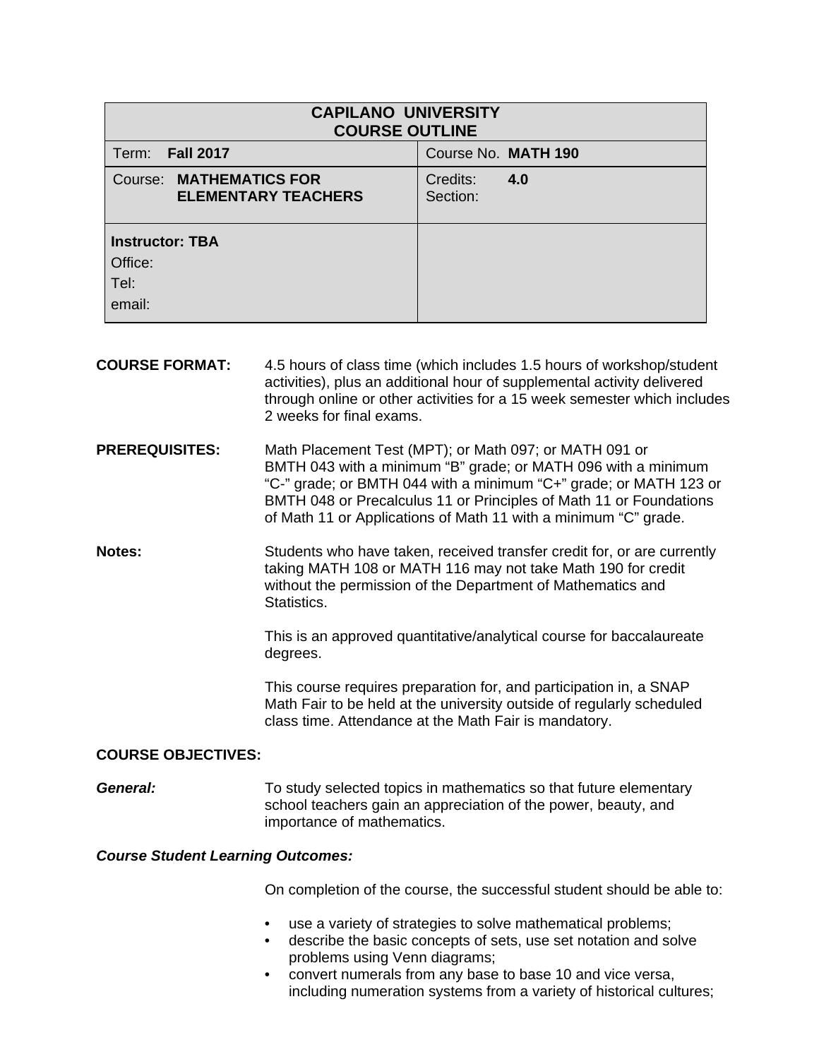| CAPILANO UNIVERSITY<br>COURSE OUTLINE | |
| --- | --- |
| Term: **Fall 2017** | Course No. **MATH 190** |
| Course: **MATHEMATICS FOR ELEMENTARY TEACHERS** | Credits: **4.0**<br>Section: |
| **Instructor: TBA**<br>Office:<br>Tel:<br>email: | |

**COURSE FORMAT:** 4.5 hours of class time (which includes 1.5 hours of workshop/student activities), plus an additional hour of supplemental activity delivered through online or other activities for a 15 week semester which includes 2 weeks for final exams.

**PREREQUISITES:** Math Placement Test (MPT); or Math 097; or MATH 091 or BMTH 043 with a minimum "B" grade; or MATH 096 with a minimum "C-" grade; or BMTH 044 with a minimum "C+" grade; or MATH 123 or BMTH 048 or Precalculus 11 or Principles of Math 11 or Foundations of Math 11 or Applications of Math 11 with a minimum "C" grade.

**Notes:** Students who have taken, received transfer credit for, or are currently taking MATH 108 or MATH 116 may not take Math 190 for credit without the permission of the Department of Mathematics and Statistics.

This is an approved quantitative/analytical course for baccalaureate degrees.

This course requires preparation for, and participation in, a SNAP Math Fair to be held at the university outside of regularly scheduled class time. Attendance at the Math Fair is mandatory.

**COURSE OBJECTIVES:**

***General:*** To study selected topics in mathematics so that future elementary school teachers gain an appreciation of the power, beauty, and importance of mathematics.

***Course Student Learning Outcomes:***

On completion of the course, the successful student should be able to:

- use a variety of strategies to solve mathematical problems;
- describe the basic concepts of sets, use set notation and solve problems using Venn diagrams;
- convert numerals from any base to base 10 and vice versa, including numeration systems from a variety of historical cultures;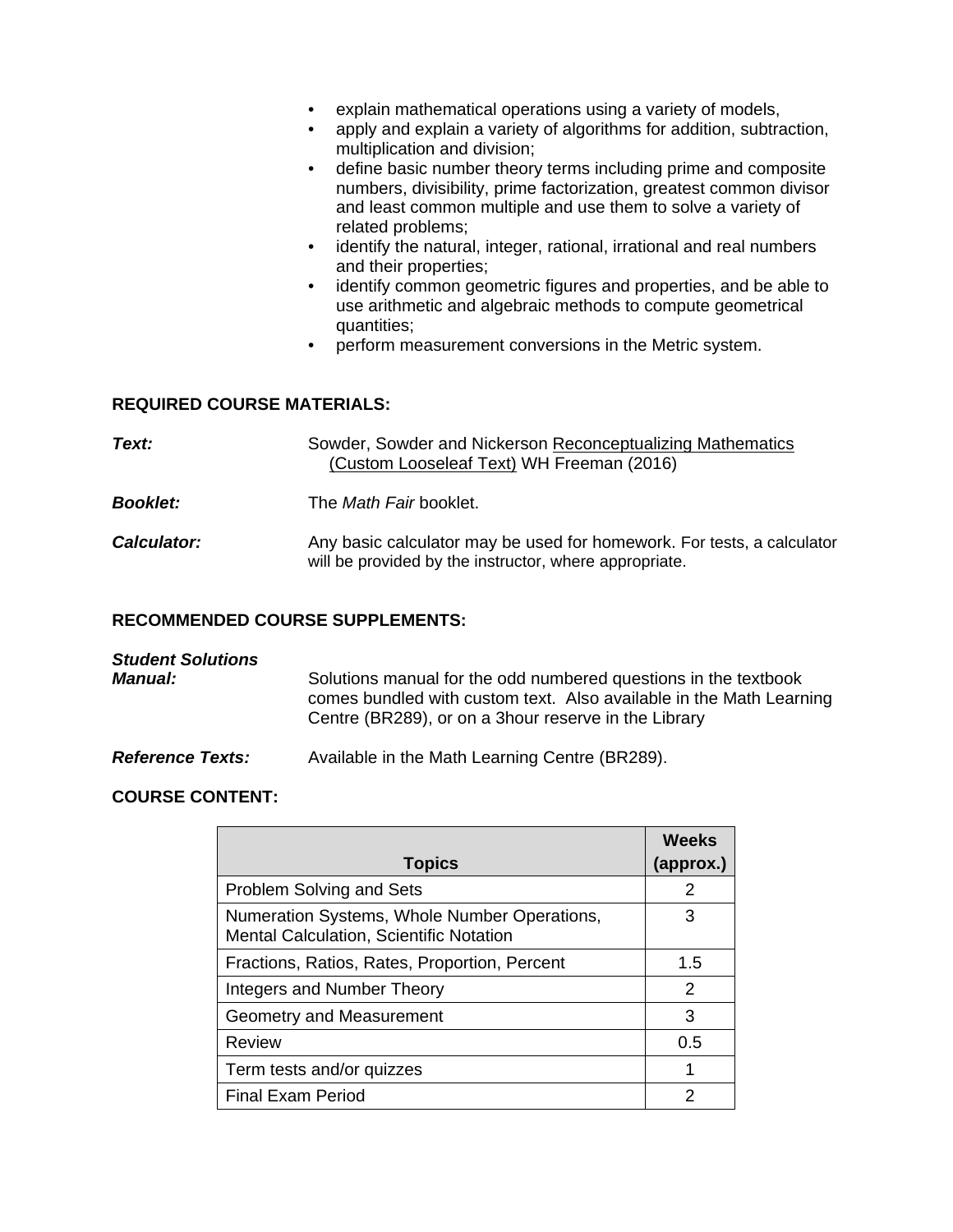- explain mathematical operations using a variety of models,
- apply and explain a variety of algorithms for addition, subtraction, multiplication and division;
- define basic number theory terms including prime and composite numbers, divisibility, prime factorization, greatest common divisor and least common multiple and use them to solve a variety of related problems;
- identify the natural, integer, rational, irrational and real numbers and their properties;
- identify common geometric figures and properties, and be able to use arithmetic and algebraic methods to compute geometrical quantities;
- perform measurement conversions in the Metric system.

**REQUIRED COURSE MATERIALS:**

***Text:*** Sowder, Sowder and Nickerson Reconceptualizing Mathematics (Custom Looseleaf Text) WH Freeman (2016)

***Booklet:*** The *Math Fair* booklet.

***Calculator:*** Any basic calculator may be used for homework. For tests, a calculator will be provided by the instructor, where appropriate.

**RECOMMENDED COURSE SUPPLEMENTS:**

***Student Solutions Manual:*** Solutions manual for the odd numbered questions in the textbook comes bundled with custom text. Also available in the Math Learning Centre (BR289), or on a 3hour reserve in the Library

***Reference Texts:*** Available in the Math Learning Centre (BR289).

**COURSE CONTENT:**

| Topics | Weeks (approx.) |
|---|---|
| Problem Solving and Sets | 2 |
| Numeration Systems, Whole Number Operations, Mental Calculation, Scientific Notation | 3 |
| Fractions, Ratios, Rates, Proportion, Percent | 1.5 |
| Integers and Number Theory | 2 |
| Geometry and Measurement | 3 |
| Review | 0.5 |
| Term tests and/or quizzes | 1 |
| Final Exam Period | 2 |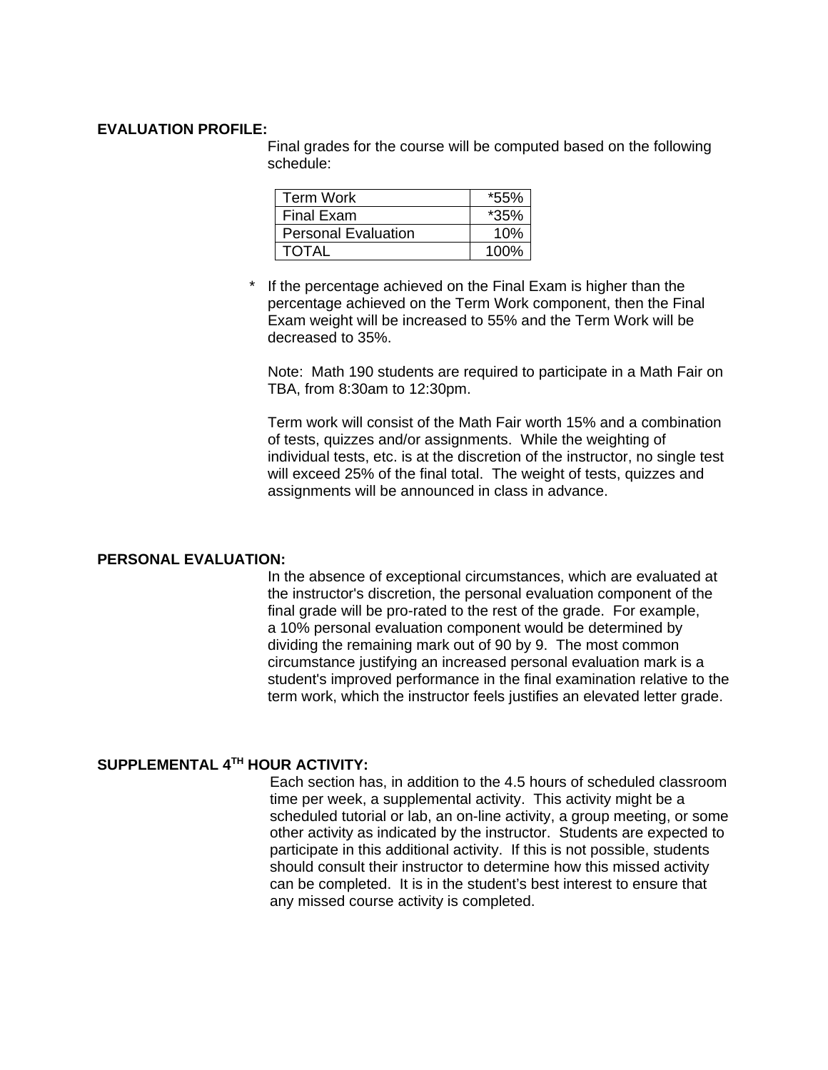**EVALUATION PROFILE:**

Final grades for the course will be computed based on the following schedule:

| | |
|---|---|
| Term Work | *55% |
| Final Exam | *35% |
| Personal Evaluation | 10% |
| TOTAL | 100% |

\* If the percentage achieved on the Final Exam is higher than the percentage achieved on the Term Work component, then the Final Exam weight will be increased to 55% and the Term Work will be decreased to 35%.

Note: Math 190 students are required to participate in a Math Fair on TBA, from 8:30am to 12:30pm.

Term work will consist of the Math Fair worth 15% and a combination of tests, quizzes and/or assignments. While the weighting of individual tests, etc. is at the discretion of the instructor, no single test will exceed 25% of the final total. The weight of tests, quizzes and assignments will be announced in class in advance.

**PERSONAL EVALUATION:**

In the absence of exceptional circumstances, which are evaluated at the instructor's discretion, the personal evaluation component of the final grade will be pro-rated to the rest of the grade. For example, a 10% personal evaluation component would be determined by dividing the remaining mark out of 90 by 9. The most common circumstance justifying an increased personal evaluation mark is a student's improved performance in the final examination relative to the term work, which the instructor feels justifies an elevated letter grade.

**SUPPLEMENTAL 4TH HOUR ACTIVITY:**

Each section has, in addition to the 4.5 hours of scheduled classroom time per week, a supplemental activity. This activity might be a scheduled tutorial or lab, an on-line activity, a group meeting, or some other activity as indicated by the instructor. Students are expected to participate in this additional activity. If this is not possible, students should consult their instructor to determine how this missed activity can be completed. It is in the student's best interest to ensure that any missed course activity is completed.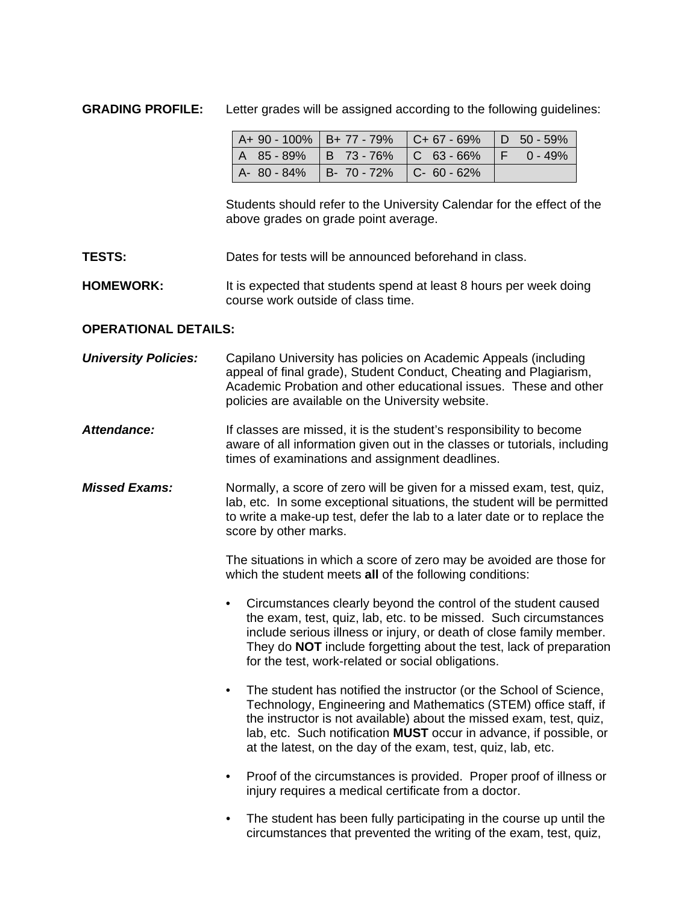**GRADING PROFILE:** Letter grades will be assigned according to the following guidelines:

| | | | |
|---|---|---|---|
| A+ 90 - 100% | B+ 77 - 79% | C+ 67 - 69% | D 50 - 59% |
| A 85 - 89% | B 73 - 76% | C 63 - 66% | F 0 - 49% |
| A- 80 - 84% | B- 70 - 72% | C- 60 - 62% | |

Students should refer to the University Calendar for the effect of the above grades on grade point average.

**TESTS:** Dates for tests will be announced beforehand in class.

**HOMEWORK:** It is expected that students spend at least 8 hours per week doing course work outside of class time.

**OPERATIONAL DETAILS:**

***University Policies:*** Capilano University has policies on Academic Appeals (including appeal of final grade), Student Conduct, Cheating and Plagiarism, Academic Probation and other educational issues. These and other policies are available on the University website.

***Attendance:*** If classes are missed, it is the student's responsibility to become aware of all information given out in the classes or tutorials, including times of examinations and assignment deadlines.

***Missed Exams:*** Normally, a score of zero will be given for a missed exam, test, quiz, lab, etc. In some exceptional situations, the student will be permitted to write a make-up test, defer the lab to a later date or to replace the score by other marks.

The situations in which a score of zero may be avoided are those for which the student meets **all** of the following conditions:

- Circumstances clearly beyond the control of the student caused the exam, test, quiz, lab, etc. to be missed. Such circumstances include serious illness or injury, or death of close family member. They do **NOT** include forgetting about the test, lack of preparation for the test, work-related or social obligations.

- The student has notified the instructor (or the School of Science, Technology, Engineering and Mathematics (STEM) office staff, if the instructor is not available) about the missed exam, test, quiz, lab, etc. Such notification **MUST** occur in advance, if possible, or at the latest, on the day of the exam, test, quiz, lab, etc.

- Proof of the circumstances is provided. Proper proof of illness or injury requires a medical certificate from a doctor.

- The student has been fully participating in the course up until the circumstances that prevented the writing of the exam, test, quiz,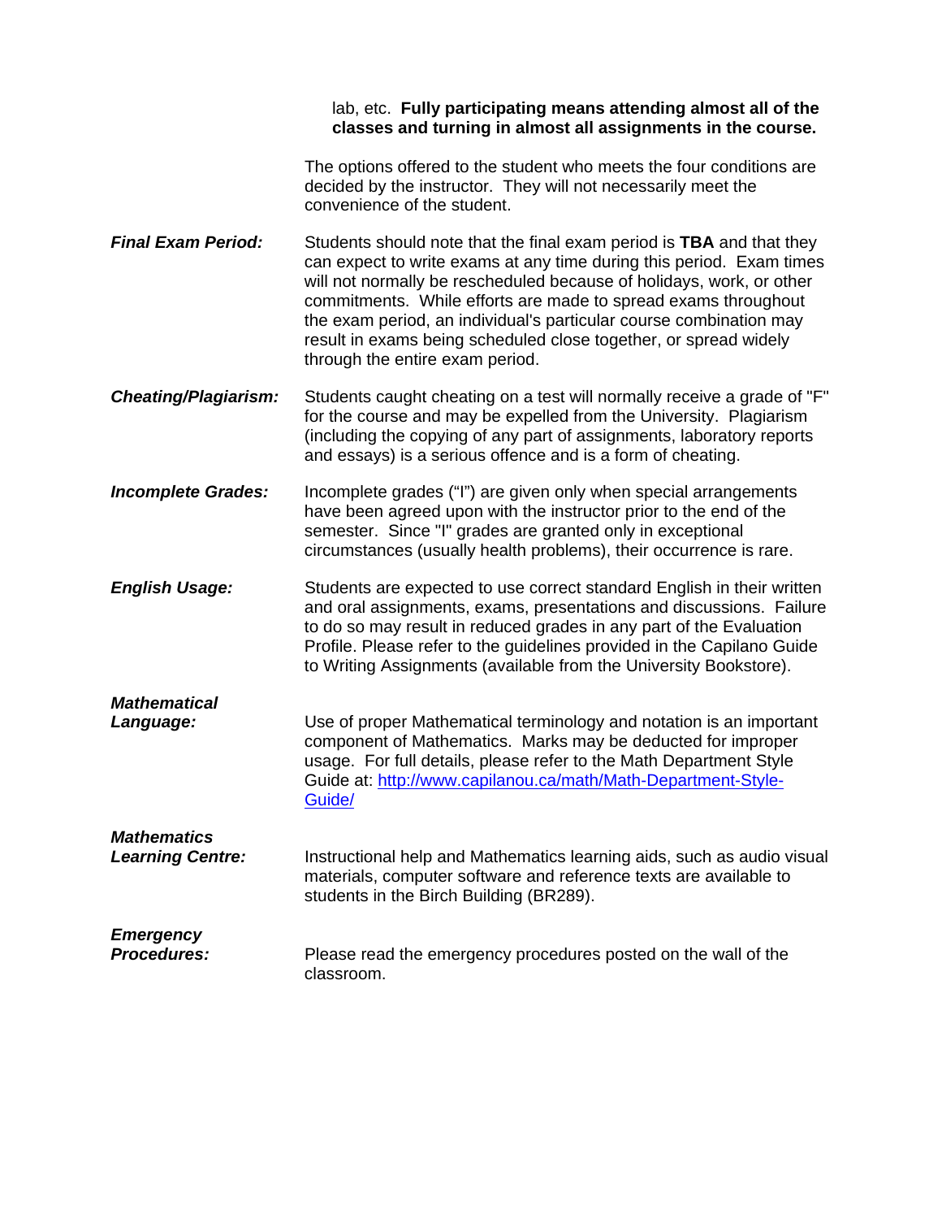lab, etc. **Fully participating means attending almost all of the classes and turning in almost all assignments in the course.**

The options offered to the student who meets the four conditions are decided by the instructor. They will not necessarily meet the convenience of the student.

***Final Exam Period:*** Students should note that the final exam period is **TBA** and that they can expect to write exams at any time during this period. Exam times will not normally be rescheduled because of holidays, work, or other commitments. While efforts are made to spread exams throughout the exam period, an individual's particular course combination may result in exams being scheduled close together, or spread widely through the entire exam period.

***Cheating/Plagiarism:*** Students caught cheating on a test will normally receive a grade of "F" for the course and may be expelled from the University. Plagiarism (including the copying of any part of assignments, laboratory reports and essays) is a serious offence and is a form of cheating.

***Incomplete Grades:*** Incomplete grades ("I") are given only when special arrangements have been agreed upon with the instructor prior to the end of the semester. Since "I" grades are granted only in exceptional circumstances (usually health problems), their occurrence is rare.

***English Usage:*** Students are expected to use correct standard English in their written and oral assignments, exams, presentations and discussions. Failure to do so may result in reduced grades in any part of the Evaluation Profile. Please refer to the guidelines provided in the Capilano Guide to Writing Assignments (available from the University Bookstore).

***Mathematical Language:*** Use of proper Mathematical terminology and notation is an important component of Mathematics. Marks may be deducted for improper usage. For full details, please refer to the Math Department Style Guide at: [http://www.capilanou.ca/math/Math-Department-Style-Guide/](http://www.capilanou.ca/math/Math-Department-Style-Guide/)

***Mathematics Learning Centre:*** Instructional help and Mathematics learning aids, such as audio visual materials, computer software and reference texts are available to students in the Birch Building (BR289).

***Emergency Procedures:*** Please read the emergency procedures posted on the wall of the classroom.